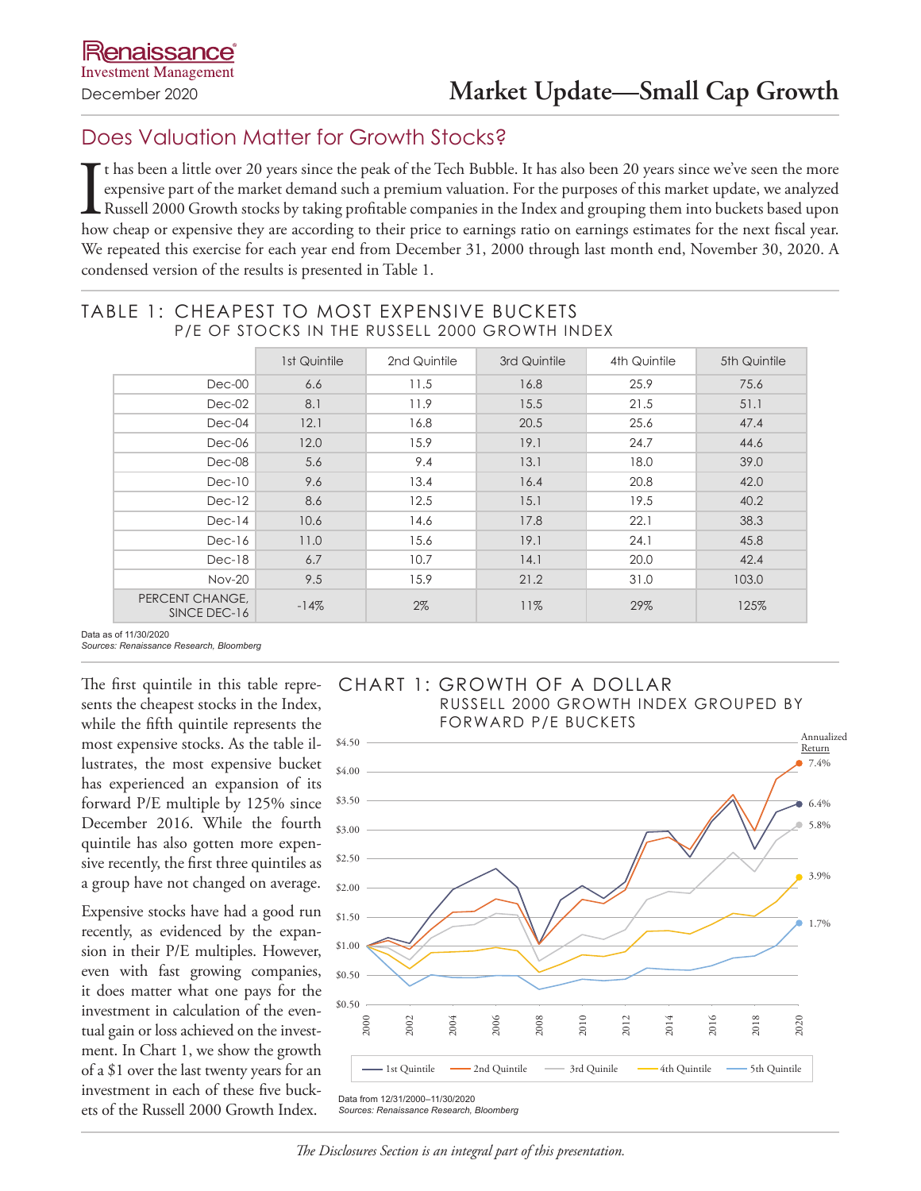Renaissance Investment Management

December 2020

# Market Update—Small Cap Growth

## Does Valuation Matter for Growth Stocks?

It has been a little over 20 years since the peak of the Tech Bubble. It has also been 20 years since we've seen the more expensive part of the market demand such a premium valuation. For the purposes of this market update, we analyzed Russell 2000 Growth stocks by taking profitable companies in the Index and grouping them into buckets based upon how cheap or expensive they are according to their price to earnings ratio on earnings estimates for the next fiscal year. We repeated this exercise for each year end from December 31, 2000 through last month end, November 30, 2020. A condensed version of the results is presented in Table 1.

### TABLE 1: CHEAPEST TO MOST EXPENSIVE BUCKETS
P/E OF STOCKS IN THE RUSSELL 2000 GROWTH INDEX

| | 1st Quintile | 2nd Quintile | 3rd Quintile | 4th Quintile | 5th Quintile |
|---|---|---|---|---|---|
| Dec-00 | 6.6 | 11.5 | 16.8 | 25.9 | 75.6 |
| Dec-02 | 8.1 | 11.9 | 15.5 | 21.5 | 51.1 |
| Dec-04 | 12.1 | 16.8 | 20.5 | 25.6 | 47.4 |
| Dec-06 | 12.0 | 15.9 | 19.1 | 24.7 | 44.6 |
| Dec-08 | 5.6 | 9.4 | 13.1 | 18.0 | 39.0 |
| Dec-10 | 9.6 | 13.4 | 16.4 | 20.8 | 42.0 |
| Dec-12 | 8.6 | 12.5 | 15.1 | 19.5 | 40.2 |
| Dec-14 | 10.6 | 14.6 | 17.8 | 22.1 | 38.3 |
| Dec-16 | 11.0 | 15.6 | 19.1 | 24.1 | 45.8 |
| Dec-18 | 6.7 | 10.7 | 14.1 | 20.0 | 42.4 |
| Nov-20 | 9.5 | 15.9 | 21.2 | 31.0 | 103.0 |
| PERCENT CHANGE, SINCE DEC-16 | -14% | 2% | 11% | 29% | 125% |

Data as of 11/30/2020
*Sources: Renaissance Research, Bloomberg*

The first quintile in this table represents the cheapest stocks in the Index, while the fifth quintile represents the most expensive stocks. As the table illustrates, the most expensive bucket has experienced an expansion of its forward P/E multiple by 125% since December 2016. While the fourth quintile has also gotten more expensive recently, the first three quintiles as a group have not changed on average.

Expensive stocks have had a good run recently, as evidenced by the expansion in their P/E multiples. However, even with fast growing companies, it does matter what one pays for the investment in calculation of the eventual gain or loss achieved on the investment. In Chart 1, we show the growth of a $1 over the last twenty years for an investment in each of these five buckets of the Russell 2000 Growth Index.

### CHART 1: GROWTH OF A DOLLAR
RUSSELL 2000 GROWTH INDEX GROUPED BY FORWARD P/E BUCKETS

Annualized Return: 2nd Quintile 7.4%; 1st Quintile 6.4%; 3rd Quinile 5.8%; 4th Quintile 3.9%; 5th Quintile 1.7%

Data from 12/31/2000–11/30/2020
*Sources: Renaissance Research, Bloomberg*

*The Disclosures Section is an integral part of this presentation.*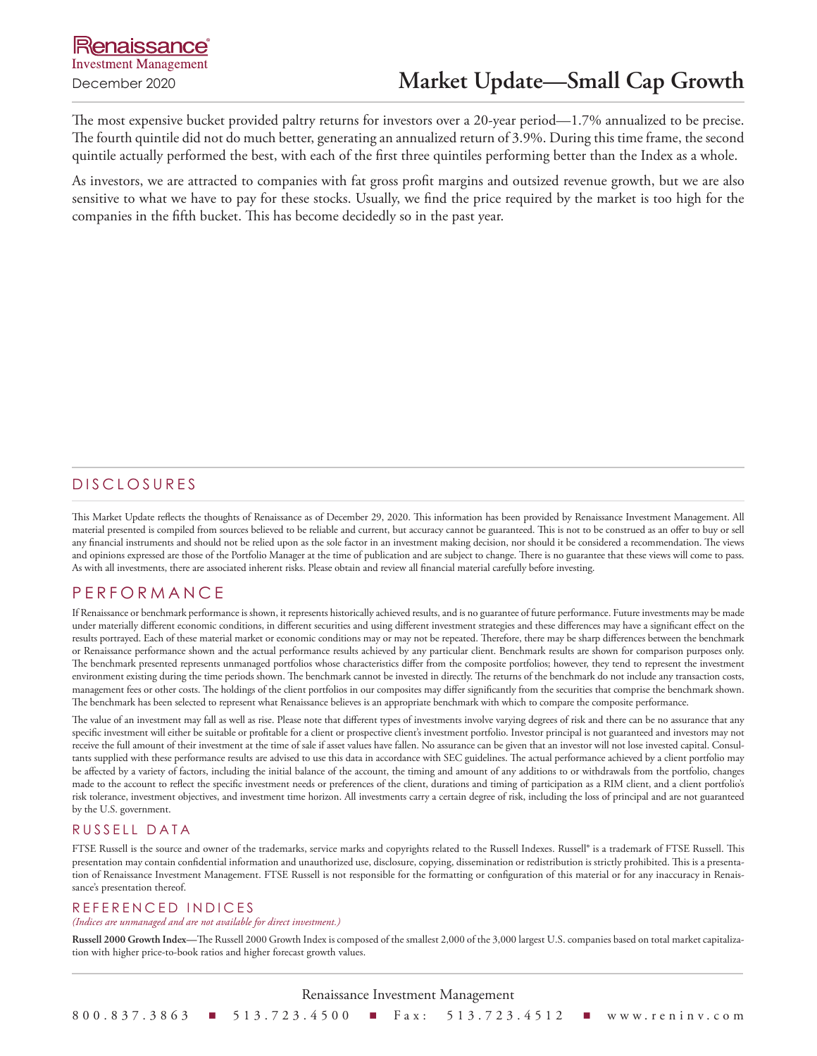The most expensive bucket provided paltry returns for investors over a 20-year period—1.7% annualized to be precise. The fourth quintile did not do much better, generating an annualized return of 3.9%. During this time frame, the second quintile actually performed the best, with each of the first three quintiles performing better than the Index as a whole.

As investors, we are attracted to companies with fat gross profit margins and outsized revenue growth, but we are also sensitive to what we have to pay for these stocks. Usually, we find the price required by the market is too high for the companies in the fifth bucket. This has become decidedly so in the past year.

## DISCLOSURES

This Market Update reflects the thoughts of Renaissance as of December 29, 2020. This information has been provided by Renaissance Investment Management. All material presented is compiled from sources believed to be reliable and current, but accuracy cannot be guaranteed. This is not to be construed as an offer to buy or sell any financial instruments and should not be relied upon as the sole factor in an investment making decision, nor should it be considered a recommendation. The views and opinions expressed are those of the Portfolio Manager at the time of publication and are subject to change. There is no guarantee that these views will come to pass. As with all investments, there are associated inherent risks. Please obtain and review all financial material carefully before investing.

## PERFORMANCE

If Renaissance or benchmark performance is shown, it represents historically achieved results, and is no guarantee of future performance. Future investments may be made under materially different economic conditions, in different securities and using different investment strategies and these differences may have a significant effect on the results portrayed. Each of these material market or economic conditions may or may not be repeated. Therefore, there may be sharp differences between the benchmark or Renaissance performance shown and the actual performance results achieved by any particular client. Benchmark results are shown for comparison purposes only. The benchmark presented represents unmanaged portfolios whose characteristics differ from the composite portfolios; however, they tend to represent the investment environment existing during the time periods shown. The benchmark cannot be invested in directly. The returns of the benchmark do not include any transaction costs, management fees or other costs. The holdings of the client portfolios in our composites may differ significantly from the securities that comprise the benchmark shown. The benchmark has been selected to represent what Renaissance believes is an appropriate benchmark with which to compare the composite performance.

The value of an investment may fall as well as rise. Please note that different types of investments involve varying degrees of risk and there can be no assurance that any specific investment will either be suitable or profitable for a client or prospective client's investment portfolio. Investor principal is not guaranteed and investors may not receive the full amount of their investment at the time of sale if asset values have fallen. No assurance can be given that an investor will not lose invested capital. Consultants supplied with these performance results are advised to use this data in accordance with SEC guidelines. The actual performance achieved by a client portfolio may be affected by a variety of factors, including the initial balance of the account, the timing and amount of any additions to or withdrawals from the portfolio, changes made to the account to reflect the specific investment needs or preferences of the client, durations and timing of participation as a RIM client, and a client portfolio's risk tolerance, investment objectives, and investment time horizon. All investments carry a certain degree of risk, including the loss of principal and are not guaranteed by the U.S. government.

### RUSSELL DATA

FTSE Russell is the source and owner of the trademarks, service marks and copyrights related to the Russell Indexes. Russell® is a trademark of FTSE Russell. This presentation may contain confidential information and unauthorized use, disclosure, copying, dissemination or redistribution is strictly prohibited. This is a presentation of Renaissance Investment Management. FTSE Russell is not responsible for the formatting or configuration of this material or for any inaccuracy in Renaissance's presentation thereof.

### REFERENCED INDICES

*(Indices are unmanaged and are not available for direct investment.)*

**Russell 2000 Growth Index—**The Russell 2000 Growth Index is composed of the smallest 2,000 of the 3,000 largest U.S. companies based on total market capitalization with higher price-to-book ratios and higher forecast growth values.

Renaissance Investment Management

800.837.3863 ■ 513.723.4500 ■ Fax: 513.723.4512 ■ www.reninv.com